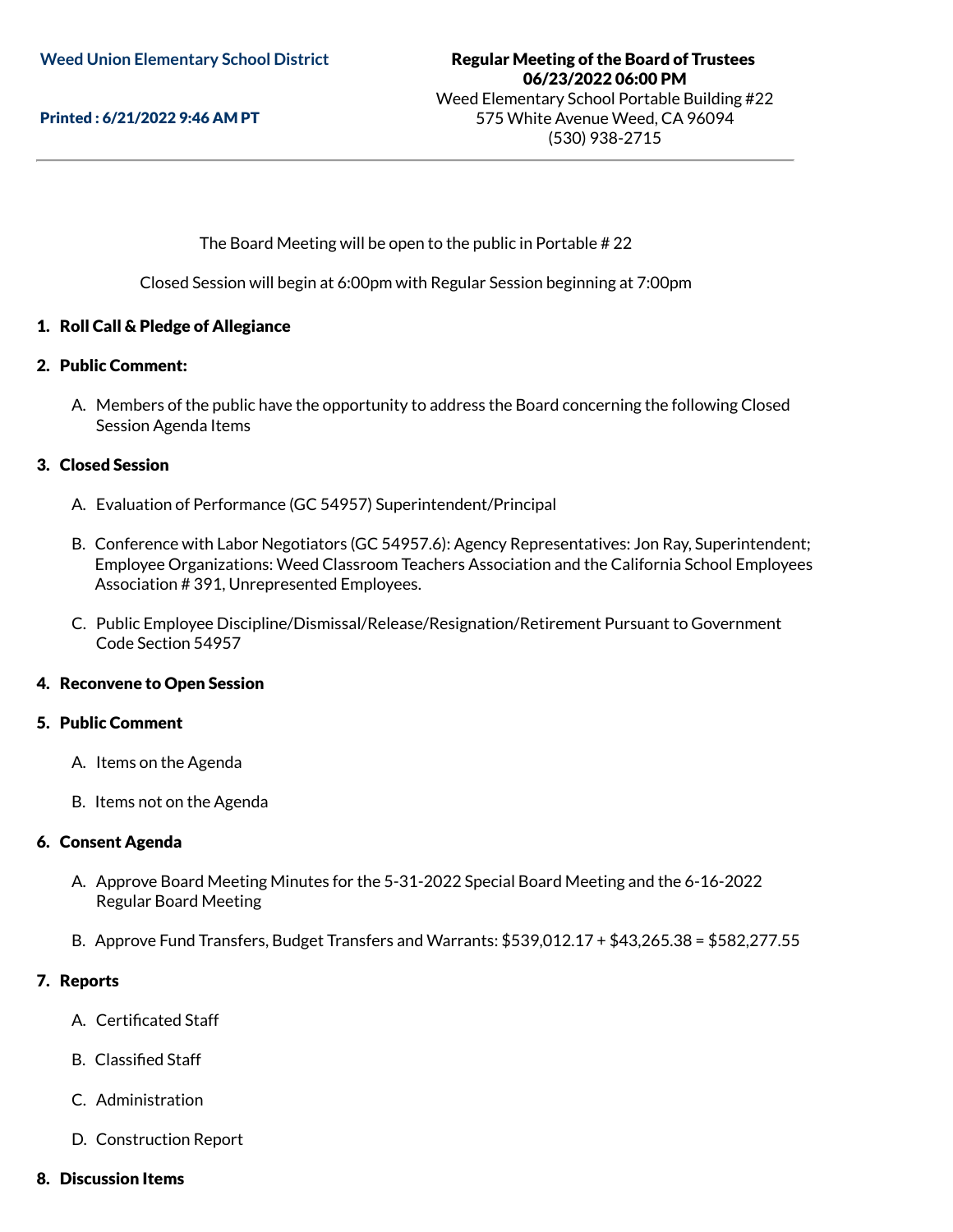**Weed Union Elementary School District**

**Printed : 6/21/2022 9:46 AM PT**

**Regular Meeting of the Board of Trustees**
**06/23/2022 06:00 PM**
Weed Elementary School Portable Building #22
575 White Avenue Weed, CA 96094
(530) 938-2715

---

The Board Meeting will be open to the public in Portable # 22

Closed Session will begin at 6:00pm with Regular Session beginning at 7:00pm

## 1. Roll Call & Pledge of Allegiance

## 2. Public Comment:

A. Members of the public have the opportunity to address the Board concerning the following Closed Session Agenda Items

## 3. Closed Session

A. Evaluation of Performance (GC 54957) Superintendent/Principal

B. Conference with Labor Negotiators (GC 54957.6): Agency Representatives: Jon Ray, Superintendent; Employee Organizations: Weed Classroom Teachers Association and the California School Employees Association # 391, Unrepresented Employees.

C. Public Employee Discipline/Dismissal/Release/Resignation/Retirement Pursuant to Government Code Section 54957

## 4. Reconvene to Open Session

## 5. Public Comment

A. Items on the Agenda

B. Items not on the Agenda

## 6. Consent Agenda

A. Approve Board Meeting Minutes for the 5-31-2022 Special Board Meeting and the 6-16-2022 Regular Board Meeting

B. Approve Fund Transfers, Budget Transfers and Warrants: $539,012.17 + $43,265.38 = $582,277.55

## 7. Reports

A. Certificated Staff

B. Classified Staff

C. Administration

D. Construction Report

## 8. Discussion Items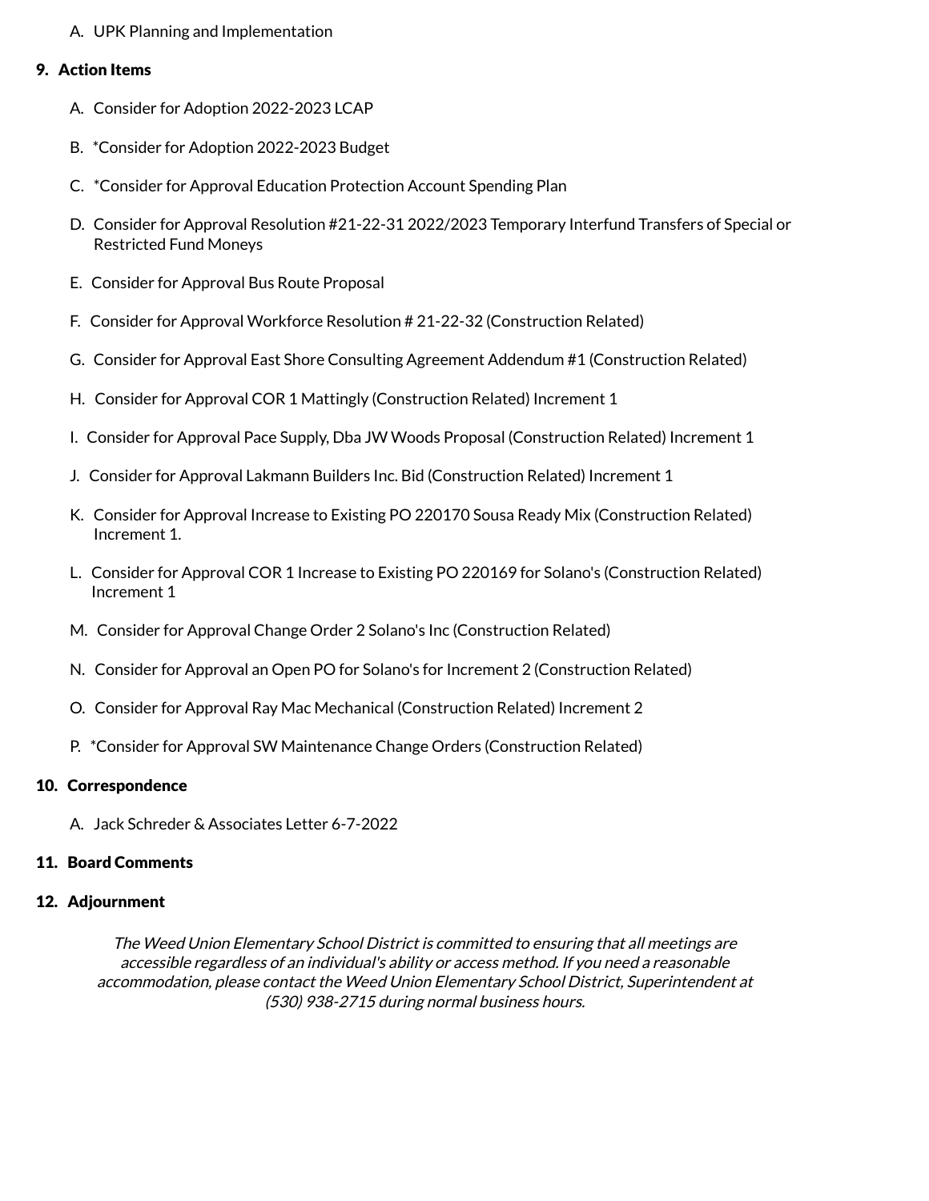A. UPK Planning and Implementation

**9. Action Items**

A. Consider for Adoption 2022-2023 LCAP

B. *Consider for Adoption 2022-2023 Budget

C. *Consider for Approval Education Protection Account Spending Plan

D. Consider for Approval Resolution #21-22-31 2022/2023 Temporary Interfund Transfers of Special or Restricted Fund Moneys

E. Consider for Approval Bus Route Proposal

F. Consider for Approval Workforce Resolution # 21-22-32 (Construction Related)

G. Consider for Approval East Shore Consulting Agreement Addendum #1 (Construction Related)

H. Consider for Approval COR 1 Mattingly (Construction Related) Increment 1

I. Consider for Approval Pace Supply, Dba JW Woods Proposal (Construction Related) Increment 1

J. Consider for Approval Lakmann Builders Inc. Bid (Construction Related) Increment 1

K. Consider for Approval Increase to Existing PO 220170 Sousa Ready Mix (Construction Related) Increment 1.

L. Consider for Approval COR 1 Increase to Existing PO 220169 for Solano's (Construction Related) Increment 1

M. Consider for Approval Change Order 2 Solano's Inc (Construction Related)

N. Consider for Approval an Open PO for Solano's for Increment 2 (Construction Related)

O. Consider for Approval Ray Mac Mechanical (Construction Related) Increment 2

P. *Consider for Approval SW Maintenance Change Orders (Construction Related)

**10. Correspondence**

A. Jack Schreder & Associates Letter 6-7-2022

**11. Board Comments**

**12. Adjournment**

*The Weed Union Elementary School District is committed to ensuring that all meetings are accessible regardless of an individual's ability or access method. If you need a reasonable accommodation, please contact the Weed Union Elementary School District, Superintendent at (530) 938-2715 during normal business hours.*